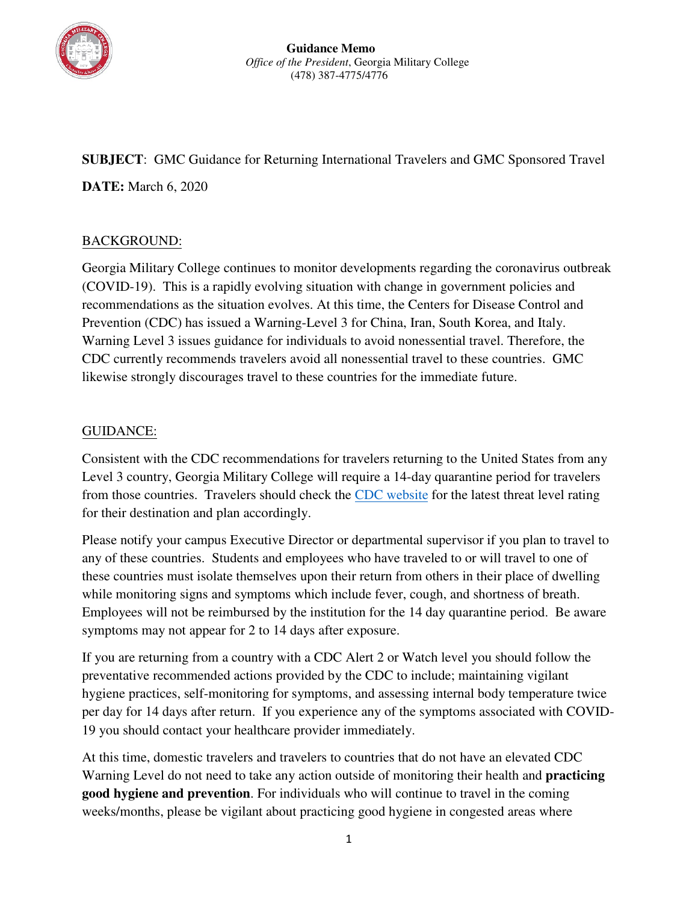**Guidance Memo**
*Office of the President*, Georgia Military College
(478) 387-4775/4776

**SUBJECT**: GMC Guidance for Returning International Travelers and GMC Sponsored Travel

**DATE:** March 6, 2020

## BACKGROUND:

Georgia Military College continues to monitor developments regarding the coronavirus outbreak (COVID-19). This is a rapidly evolving situation with change in government policies and recommendations as the situation evolves. At this time, the Centers for Disease Control and Prevention (CDC) has issued a Warning-Level 3 for China, Iran, South Korea, and Italy. Warning Level 3 issues guidance for individuals to avoid nonessential travel. Therefore, the CDC currently recommends travelers avoid all nonessential travel to these countries. GMC likewise strongly discourages travel to these countries for the immediate future.

## GUIDANCE:

Consistent with the CDC recommendations for travelers returning to the United States from any Level 3 country, Georgia Military College will require a 14-day quarantine period for travelers from those countries. Travelers should check the CDC website for the latest threat level rating for their destination and plan accordingly.

Please notify your campus Executive Director or departmental supervisor if you plan to travel to any of these countries. Students and employees who have traveled to or will travel to one of these countries must isolate themselves upon their return from others in their place of dwelling while monitoring signs and symptoms which include fever, cough, and shortness of breath. Employees will not be reimbursed by the institution for the 14 day quarantine period. Be aware symptoms may not appear for 2 to 14 days after exposure.

If you are returning from a country with a CDC Alert 2 or Watch level you should follow the preventative recommended actions provided by the CDC to include; maintaining vigilant hygiene practices, self-monitoring for symptoms, and assessing internal body temperature twice per day for 14 days after return. If you experience any of the symptoms associated with COVID-19 you should contact your healthcare provider immediately.

At this time, domestic travelers and travelers to countries that do not have an elevated CDC Warning Level do not need to take any action outside of monitoring their health and **practicing good hygiene and prevention**. For individuals who will continue to travel in the coming weeks/months, please be vigilant about practicing good hygiene in congested areas where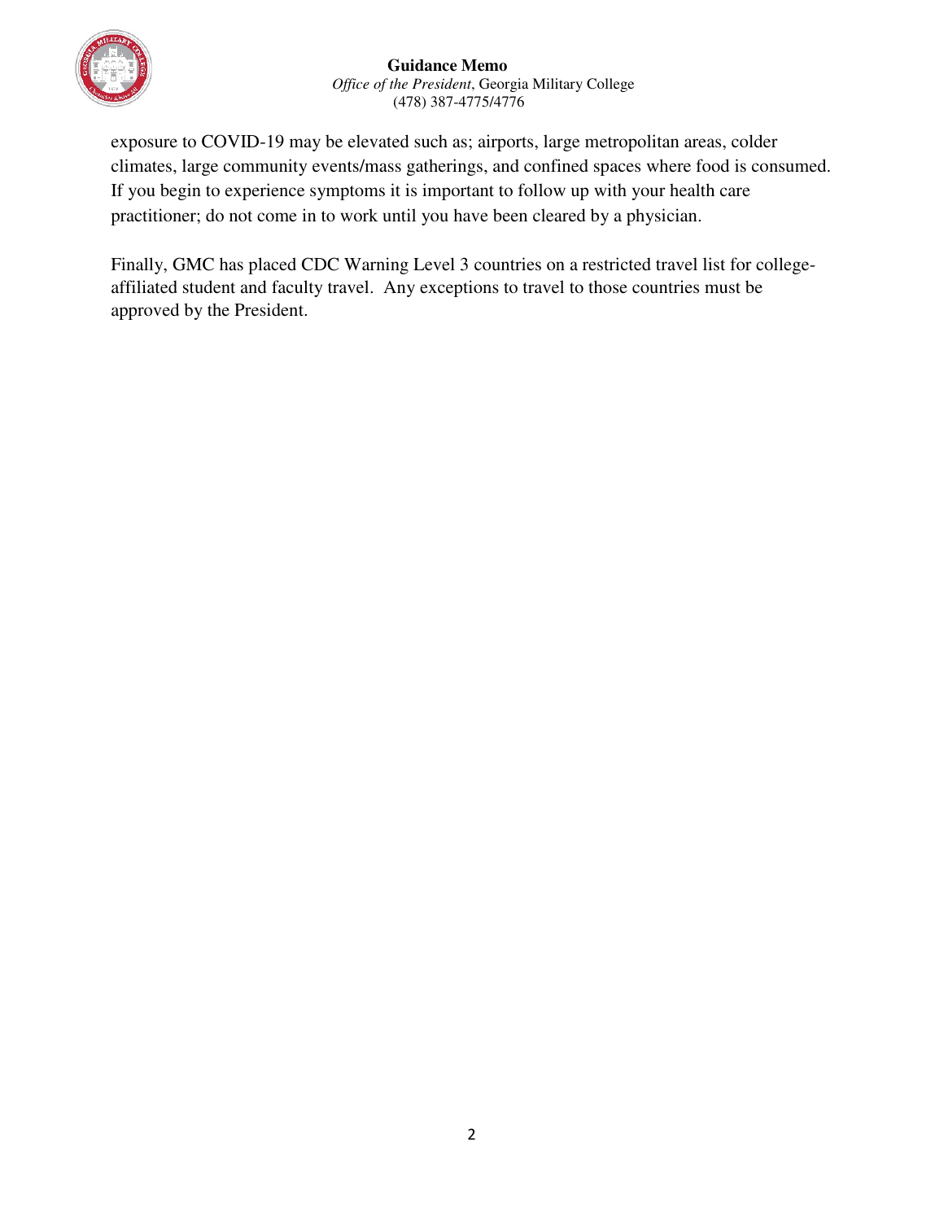exposure to COVID-19 may be elevated such as; airports, large metropolitan areas, colder climates, large community events/mass gatherings, and confined spaces where food is consumed. If you begin to experience symptoms it is important to follow up with your health care practitioner; do not come in to work until you have been cleared by a physician.

Finally, GMC has placed CDC Warning Level 3 countries on a restricted travel list for college-affiliated student and faculty travel. Any exceptions to travel to those countries must be approved by the President.